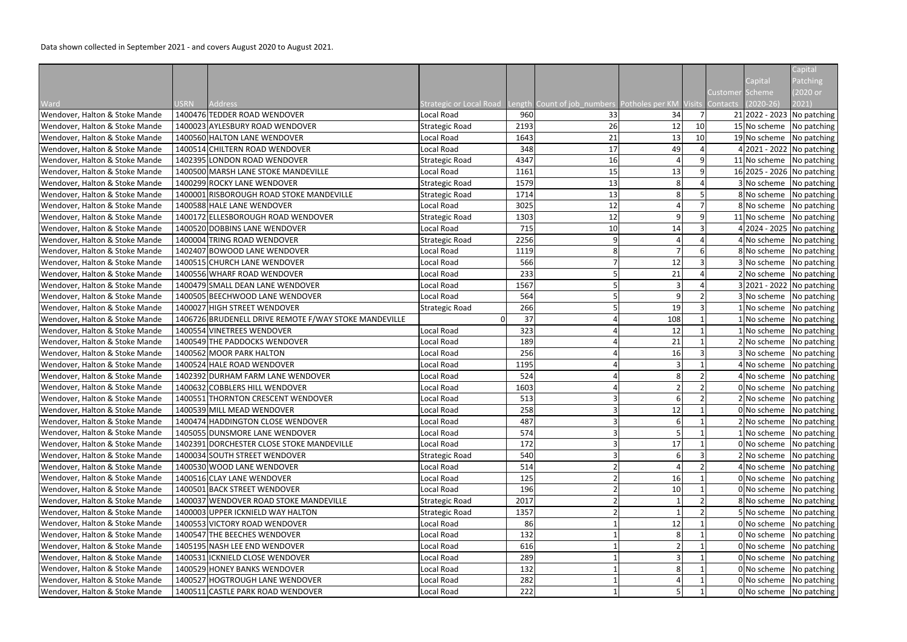Data shown collected in September 2021 - and covers August 2020 to August 2021.

| Ward | USRN | Address | Strategic or Local Road | Length | Count of job_numbers | Potholes per KM | Visits | Customer Contacts | Capital Scheme (2020-26) | Capital Patching (2020 or 2021) |
|---|---|---|---|---|---|---|---|---|---|---|
| Wendover, Halton & Stoke Mande | 1400476 | TEDDER ROAD WENDOVER | Local Road | 960 | 33 | 34 | 7 | 21 | 2022 - 2023 | No patching |
| Wendover, Halton & Stoke Mande | 1400023 | AYLESBURY ROAD WENDOVER | Strategic Road | 2193 | 26 | 12 | 10 | 15 | No scheme | No patching |
| Wendover, Halton & Stoke Mande | 1400560 | HALTON LANE WENDOVER | Local Road | 1643 | 21 | 13 | 10 | 19 | No scheme | No patching |
| Wendover, Halton & Stoke Mande | 1400514 | CHILTERN ROAD WENDOVER | Local Road | 348 | 17 | 49 | 4 | 4 | 2021 - 2022 | No patching |
| Wendover, Halton & Stoke Mande | 1402395 | LONDON ROAD WENDOVER | Strategic Road | 4347 | 16 | 4 | 9 | 11 | No scheme | No patching |
| Wendover, Halton & Stoke Mande | 1400500 | MARSH LANE STOKE MANDEVILLE | Local Road | 1161 | 15 | 13 | 9 | 16 | 2025 - 2026 | No patching |
| Wendover, Halton & Stoke Mande | 1400299 | ROCKY LANE WENDOVER | Strategic Road | 1579 | 13 | 8 | 4 | 3 | No scheme | No patching |
| Wendover, Halton & Stoke Mande | 1400001 | RISBOROUGH ROAD STOKE MANDEVILLE | Strategic Road | 1714 | 13 | 8 | 5 | 8 | No scheme | No patching |
| Wendover, Halton & Stoke Mande | 1400588 | HALE LANE WENDOVER | Local Road | 3025 | 12 | 4 | 7 | 8 | No scheme | No patching |
| Wendover, Halton & Stoke Mande | 1400172 | ELLESBOROUGH ROAD WENDOVER | Strategic Road | 1303 | 12 | 9 | 9 | 11 | No scheme | No patching |
| Wendover, Halton & Stoke Mande | 1400520 | DOBBINS LANE WENDOVER | Local Road | 715 | 10 | 14 | 3 | 4 | 2024 - 2025 | No patching |
| Wendover, Halton & Stoke Mande | 1400004 | TRING ROAD WENDOVER | Strategic Road | 2256 | 9 | 4 | 4 | 4 | No scheme | No patching |
| Wendover, Halton & Stoke Mande | 1402407 | BOWOOD LANE WENDOVER | Local Road | 1119 | 8 | 7 | 6 | 8 | No scheme | No patching |
| Wendover, Halton & Stoke Mande | 1400515 | CHURCH LANE WENDOVER | Local Road | 566 | 7 | 12 | 3 | 3 | No scheme | No patching |
| Wendover, Halton & Stoke Mande | 1400556 | WHARF ROAD WENDOVER | Local Road | 233 | 5 | 21 | 4 | 2 | No scheme | No patching |
| Wendover, Halton & Stoke Mande | 1400479 | SMALL DEAN LANE WENDOVER | Local Road | 1567 | 5 | 3 | 4 | 3 | 2021 - 2022 | No patching |
| Wendover, Halton & Stoke Mande | 1400505 | BEECHWOOD LANE WENDOVER | Local Road | 564 | 5 | 9 | 2 | 3 | No scheme | No patching |
| Wendover, Halton & Stoke Mande | 1400027 | HIGH STREET WENDOVER | Strategic Road | 266 | 5 | 19 | 3 | 1 | No scheme | No patching |
| Wendover, Halton & Stoke Mande | 1406726 | BRUDENELL DRIVE REMOTE F/WAY STOKE MANDEVILLE | 0 | 37 | 4 | 108 | 1 | 1 | No scheme | No patching |
| Wendover, Halton & Stoke Mande | 1400554 | VINETREES WENDOVER | Local Road | 323 | 4 | 12 | 1 | 1 | No scheme | No patching |
| Wendover, Halton & Stoke Mande | 1400549 | THE PADDOCKS WENDOVER | Local Road | 189 | 4 | 21 | 1 | 2 | No scheme | No patching |
| Wendover, Halton & Stoke Mande | 1400562 | MOOR PARK HALTON | Local Road | 256 | 4 | 16 | 3 | 3 | No scheme | No patching |
| Wendover, Halton & Stoke Mande | 1400524 | HALE ROAD WENDOVER | Local Road | 1195 | 4 | 3 | 1 | 4 | No scheme | No patching |
| Wendover, Halton & Stoke Mande | 1402392 | DURHAM FARM LANE WENDOVER | Local Road | 524 | 4 | 8 | 2 | 4 | No scheme | No patching |
| Wendover, Halton & Stoke Mande | 1400632 | COBBLERS HILL WENDOVER | Local Road | 1603 | 4 | 2 | 2 | 0 | No scheme | No patching |
| Wendover, Halton & Stoke Mande | 1400551 | THORNTON CRESCENT WENDOVER | Local Road | 513 | 3 | 6 | 2 | 2 | No scheme | No patching |
| Wendover, Halton & Stoke Mande | 1400539 | MILL MEAD WENDOVER | Local Road | 258 | 3 | 12 | 1 | 0 | No scheme | No patching |
| Wendover, Halton & Stoke Mande | 1400474 | HADDINGTON CLOSE WENDOVER | Local Road | 487 | 3 | 6 | 1 | 2 | No scheme | No patching |
| Wendover, Halton & Stoke Mande | 1405055 | DUNSMORE LANE WENDOVER | Local Road | 574 | 3 | 5 | 1 | 1 | No scheme | No patching |
| Wendover, Halton & Stoke Mande | 1402391 | DORCHESTER CLOSE STOKE MANDEVILLE | Local Road | 172 | 3 | 17 | 1 | 0 | No scheme | No patching |
| Wendover, Halton & Stoke Mande | 1400034 | SOUTH STREET WENDOVER | Strategic Road | 540 | 3 | 6 | 3 | 2 | No scheme | No patching |
| Wendover, Halton & Stoke Mande | 1400530 | WOOD LANE WENDOVER | Local Road | 514 | 2 | 4 | 2 | 4 | No scheme | No patching |
| Wendover, Halton & Stoke Mande | 1400516 | CLAY LANE WENDOVER | Local Road | 125 | 2 | 16 | 1 | 0 | No scheme | No patching |
| Wendover, Halton & Stoke Mande | 1400501 | BACK STREET WENDOVER | Local Road | 196 | 2 | 10 | 1 | 0 | No scheme | No patching |
| Wendover, Halton & Stoke Mande | 1400037 | WENDOVER ROAD STOKE MANDEVILLE | Strategic Road | 2017 | 2 | 1 | 2 | 8 | No scheme | No patching |
| Wendover, Halton & Stoke Mande | 1400003 | UPPER ICKNIELD WAY HALTON | Strategic Road | 1357 | 2 | 1 | 2 | 5 | No scheme | No patching |
| Wendover, Halton & Stoke Mande | 1400553 | VICTORY ROAD WENDOVER | Local Road | 86 | 1 | 12 | 1 | 0 | No scheme | No patching |
| Wendover, Halton & Stoke Mande | 1400547 | THE BEECHES WENDOVER | Local Road | 132 | 1 | 8 | 1 | 0 | No scheme | No patching |
| Wendover, Halton & Stoke Mande | 1405195 | NASH LEE END WENDOVER | Local Road | 616 | 1 | 2 | 1 | 0 | No scheme | No patching |
| Wendover, Halton & Stoke Mande | 1400531 | ICKNIELD CLOSE WENDOVER | Local Road | 289 | 1 | 3 | 1 | 0 | No scheme | No patching |
| Wendover, Halton & Stoke Mande | 1400529 | HONEY BANKS WENDOVER | Local Road | 132 | 1 | 8 | 1 | 0 | No scheme | No patching |
| Wendover, Halton & Stoke Mande | 1400527 | HOGTROUGH LANE WENDOVER | Local Road | 282 | 1 | 4 | 1 | 0 | No scheme | No patching |
| Wendover, Halton & Stoke Mande | 1400511 | CASTLE PARK ROAD WENDOVER | Local Road | 222 | 1 | 5 | 1 | 0 | No scheme | No patching |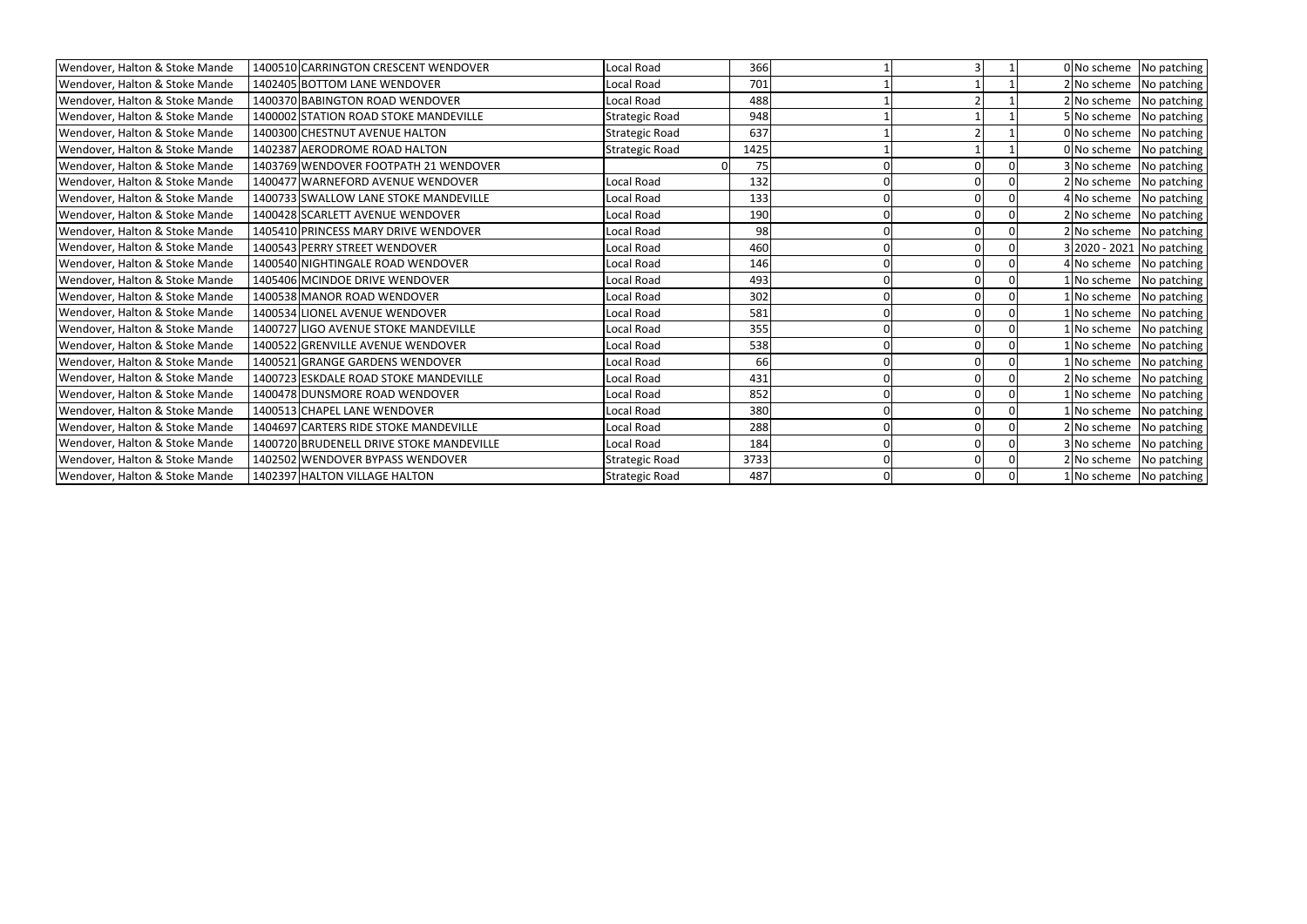| | | | | | | | | | | |
|---|---|---|---|---|---|---|---|---|---|---|
| Wendover, Halton & Stoke Mande | 1400510 | CARRINGTON CRESCENT WENDOVER | Local Road | 366 | 1 | 3 | 1 | 0 | No scheme | No patching |
| Wendover, Halton & Stoke Mande | 1402405 | BOTTOM LANE WENDOVER | Local Road | 701 | 1 | 1 | 1 | 2 | No scheme | No patching |
| Wendover, Halton & Stoke Mande | 1400370 | BABINGTON ROAD WENDOVER | Local Road | 488 | 1 | 2 | 1 | 2 | No scheme | No patching |
| Wendover, Halton & Stoke Mande | 1400002 | STATION ROAD STOKE MANDEVILLE | Strategic Road | 948 | 1 | 1 | 1 | 5 | No scheme | No patching |
| Wendover, Halton & Stoke Mande | 1400300 | CHESTNUT AVENUE HALTON | Strategic Road | 637 | 1 | 2 | 1 | 0 | No scheme | No patching |
| Wendover, Halton & Stoke Mande | 1402387 | AERODROME ROAD HALTON | Strategic Road | 1425 | 1 | 1 | 1 | 0 | No scheme | No patching |
| Wendover, Halton & Stoke Mande | 1403769 | WENDOVER FOOTPATH 21 WENDOVER | 0 | 75 | 0 | 0 | 0 | 3 | No scheme | No patching |
| Wendover, Halton & Stoke Mande | 1400477 | WARNEFORD AVENUE WENDOVER | Local Road | 132 | 0 | 0 | 0 | 2 | No scheme | No patching |
| Wendover, Halton & Stoke Mande | 1400733 | SWALLOW LANE STOKE MANDEVILLE | Local Road | 133 | 0 | 0 | 0 | 4 | No scheme | No patching |
| Wendover, Halton & Stoke Mande | 1400428 | SCARLETT AVENUE WENDOVER | Local Road | 190 | 0 | 0 | 0 | 2 | No scheme | No patching |
| Wendover, Halton & Stoke Mande | 1405410 | PRINCESS MARY DRIVE WENDOVER | Local Road | 98 | 0 | 0 | 0 | 2 | No scheme | No patching |
| Wendover, Halton & Stoke Mande | 1400543 | PERRY STREET WENDOVER | Local Road | 460 | 0 | 0 | 0 | 3 | 2020 - 2021 | No patching |
| Wendover, Halton & Stoke Mande | 1400540 | NIGHTINGALE ROAD WENDOVER | Local Road | 146 | 0 | 0 | 0 | 4 | No scheme | No patching |
| Wendover, Halton & Stoke Mande | 1405406 | MCINDOE DRIVE WENDOVER | Local Road | 493 | 0 | 0 | 0 | 1 | No scheme | No patching |
| Wendover, Halton & Stoke Mande | 1400538 | MANOR ROAD WENDOVER | Local Road | 302 | 0 | 0 | 0 | 1 | No scheme | No patching |
| Wendover, Halton & Stoke Mande | 1400534 | LIONEL AVENUE WENDOVER | Local Road | 581 | 0 | 0 | 0 | 1 | No scheme | No patching |
| Wendover, Halton & Stoke Mande | 1400727 | LIGO AVENUE STOKE MANDEVILLE | Local Road | 355 | 0 | 0 | 0 | 1 | No scheme | No patching |
| Wendover, Halton & Stoke Mande | 1400522 | GRENVILLE AVENUE WENDOVER | Local Road | 538 | 0 | 0 | 0 | 1 | No scheme | No patching |
| Wendover, Halton & Stoke Mande | 1400521 | GRANGE GARDENS WENDOVER | Local Road | 66 | 0 | 0 | 0 | 1 | No scheme | No patching |
| Wendover, Halton & Stoke Mande | 1400723 | ESKDALE ROAD STOKE MANDEVILLE | Local Road | 431 | 0 | 0 | 0 | 2 | No scheme | No patching |
| Wendover, Halton & Stoke Mande | 1400478 | DUNSMORE ROAD WENDOVER | Local Road | 852 | 0 | 0 | 0 | 1 | No scheme | No patching |
| Wendover, Halton & Stoke Mande | 1400513 | CHAPEL LANE WENDOVER | Local Road | 380 | 0 | 0 | 0 | 1 | No scheme | No patching |
| Wendover, Halton & Stoke Mande | 1404697 | CARTERS RIDE STOKE MANDEVILLE | Local Road | 288 | 0 | 0 | 0 | 2 | No scheme | No patching |
| Wendover, Halton & Stoke Mande | 1400720 | BRUDENELL DRIVE STOKE MANDEVILLE | Local Road | 184 | 0 | 0 | 0 | 3 | No scheme | No patching |
| Wendover, Halton & Stoke Mande | 1402502 | WENDOVER BYPASS WENDOVER | Strategic Road | 3733 | 0 | 0 | 0 | 2 | No scheme | No patching |
| Wendover, Halton & Stoke Mande | 1402397 | HALTON VILLAGE HALTON | Strategic Road | 487 | 0 | 0 | 0 | 1 | No scheme | No patching |